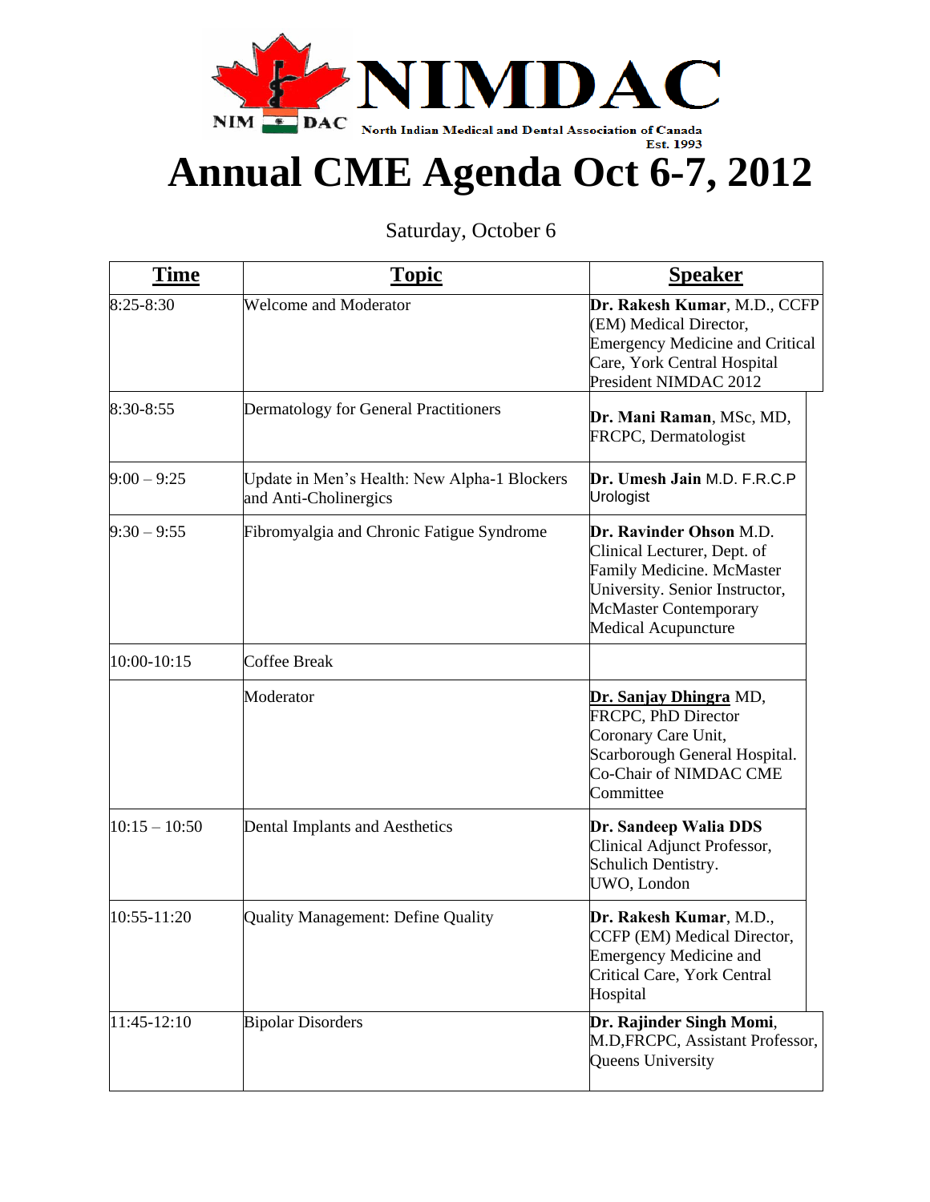NIMDAC

NIM DAC

North Indian Medical and Dental Association of Canada
Est. 1993

# Annual CME Agenda Oct 6-7, 2012

Saturday, October 6

| Time | Topic | Speaker |
|---|---|---|
| 8:25-8:30 | Welcome and Moderator | **Dr. Rakesh Kumar**, M.D., CCFP (EM) Medical Director, Emergency Medicine and Critical Care, York Central Hospital President NIMDAC 2012 |
| 8:30-8:55 | Dermatology for General Practitioners | **Dr. Mani Raman**, MSc, MD, FRCPC, Dermatologist |
| 9:00 – 9:25 | Update in Men's Health: New Alpha-1 Blockers and Anti-Cholinergics | **Dr. Umesh Jain** M.D. F.R.C.P Urologist |
| 9:30 – 9:55 | Fibromyalgia and Chronic Fatigue Syndrome | **Dr. Ravinder Ohson** M.D. Clinical Lecturer, Dept. of Family Medicine. McMaster University. Senior Instructor, McMaster Contemporary Medical Acupuncture |
| 10:00-10:15 | Coffee Break | |
| | Moderator | **Dr. Sanjay Dhingra** MD, FRCPC, PhD Director Coronary Care Unit, Scarborough General Hospital. Co-Chair of NIMDAC CME Committee |
| 10:15 – 10:50 | Dental Implants and Aesthetics | **Dr. Sandeep Walia DDS** Clinical Adjunct Professor, Schulich Dentistry. UWO, London |
| 10:55-11:20 | Quality Management: Define Quality | **Dr. Rakesh Kumar**, M.D., CCFP (EM) Medical Director, Emergency Medicine and Critical Care, York Central Hospital |
| 11:45-12:10 | Bipolar Disorders | **Dr. Rajinder Singh Momi**, M.D,FRCPC, Assistant Professor, Queens University |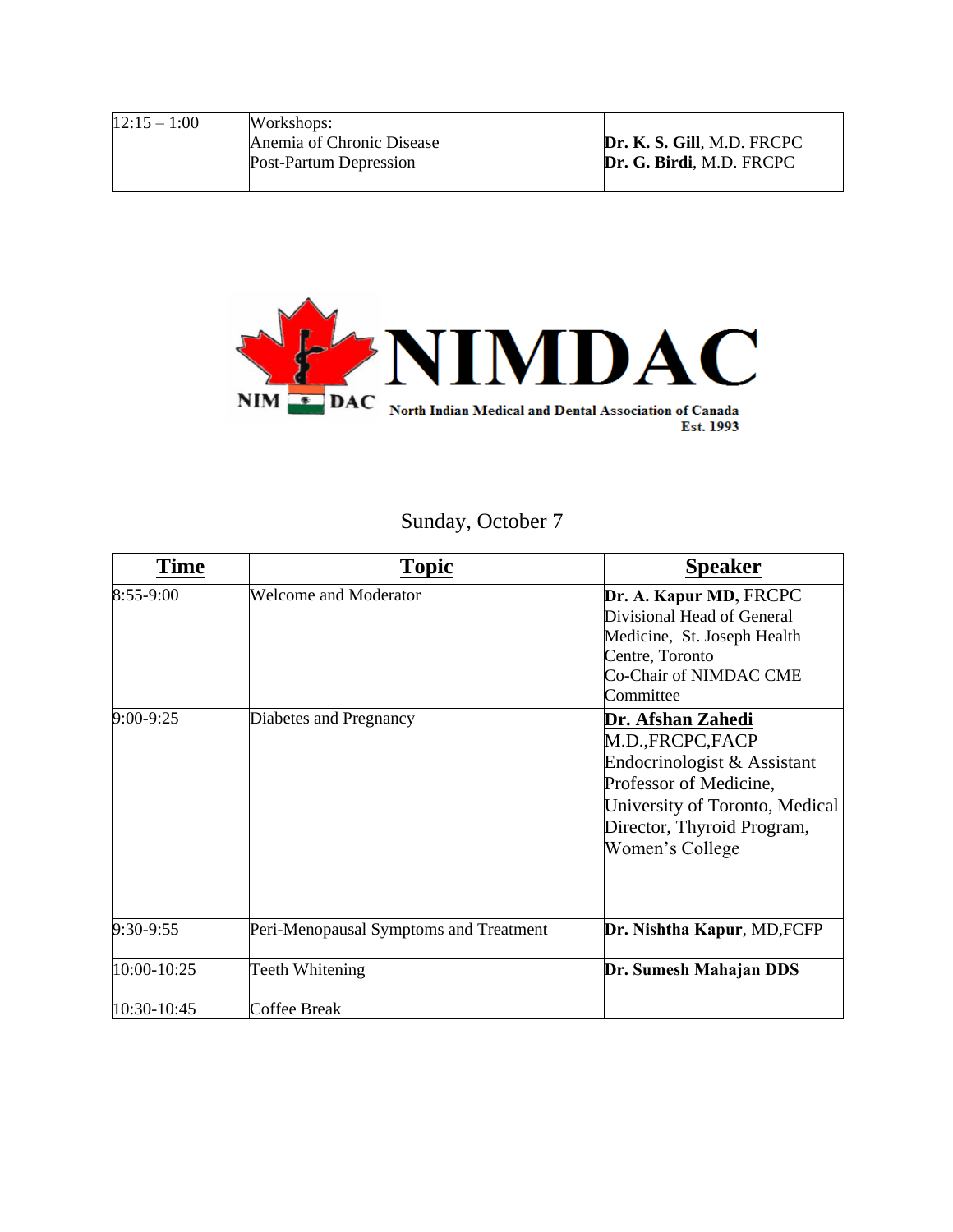| | | |
|---|---|---|
| 12:15 – 1:00 | Workshops:<br>Anemia of Chronic Disease<br>Post-Partum Depression | <br>**Dr. K. S. Gill**, M.D. FRCPC<br>**Dr. G. Birdi**, M.D. FRCPC |

**NIMDAC**

NIM DAC North Indian Medical and Dental Association of Canada
Est. 1993

## Sunday, October 7

| Time | Topic | Speaker |
|---|---|---|
| 8:55-9:00 | Welcome and Moderator | **Dr. A. Kapur MD,** FRCPC<br>Divisional Head of General Medicine, St. Joseph Health Centre, Toronto<br>Co-Chair of NIMDAC CME Committee |
| 9:00-9:25 | Diabetes and Pregnancy | **Dr. Afshan Zahedi**<br>M.D.,FRCPC,FACP<br>Endocrinologist & Assistant Professor of Medicine, University of Toronto, Medical Director, Thyroid Program, Women's College |
| 9:30-9:55 | Peri-Menopausal Symptoms and Treatment | **Dr. Nishtha Kapur**, MD,FCFP |
| 10:00-10:25<br><br>10:30-10:45 | Teeth Whitening<br><br>Coffee Break | **Dr. Sumesh Mahajan DDS** |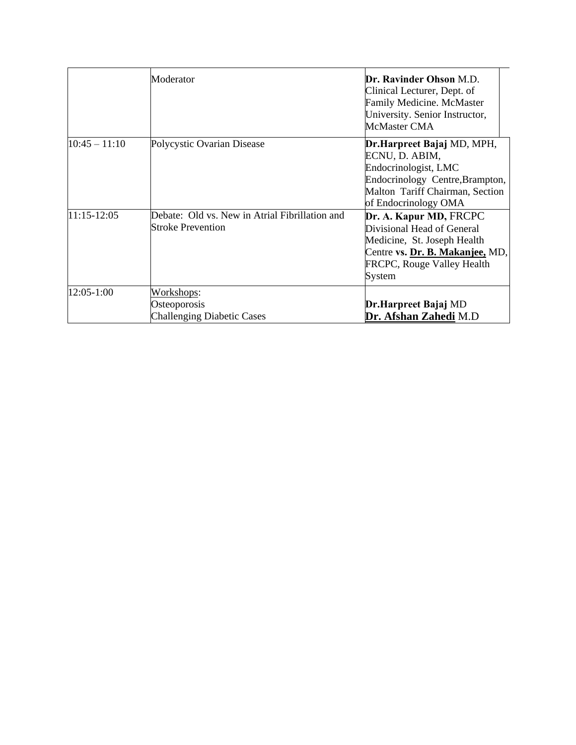| | | |
|---|---|---|
| | Moderator | **Dr. Ravinder Ohson** M.D. Clinical Lecturer, Dept. of Family Medicine. McMaster University. Senior Instructor, McMaster CMA |
| 10:45 – 11:10 | Polycystic Ovarian Disease | **Dr.Harpreet Bajaj** MD, MPH, ECNU, D. ABIM, Endocrinologist, LMC Endocrinology Centre,Brampton, Malton Tariff Chairman, Section of Endocrinology OMA |
| 11:15-12:05 | Debate: Old vs. New in Atrial Fibrillation and Stroke Prevention | **Dr. A. Kapur MD,** FRCPC Divisional Head of General Medicine, St. Joseph Health Centre **vs. Dr. B. Makanjee,** MD, FRCPC, Rouge Valley Health System |
| 12:05-1:00 | Workshops:<br>Osteoporosis<br>Challenging Diabetic Cases | <br>**Dr.Harpreet Bajaj** MD<br>**Dr. Afshan Zahedi** M.D |